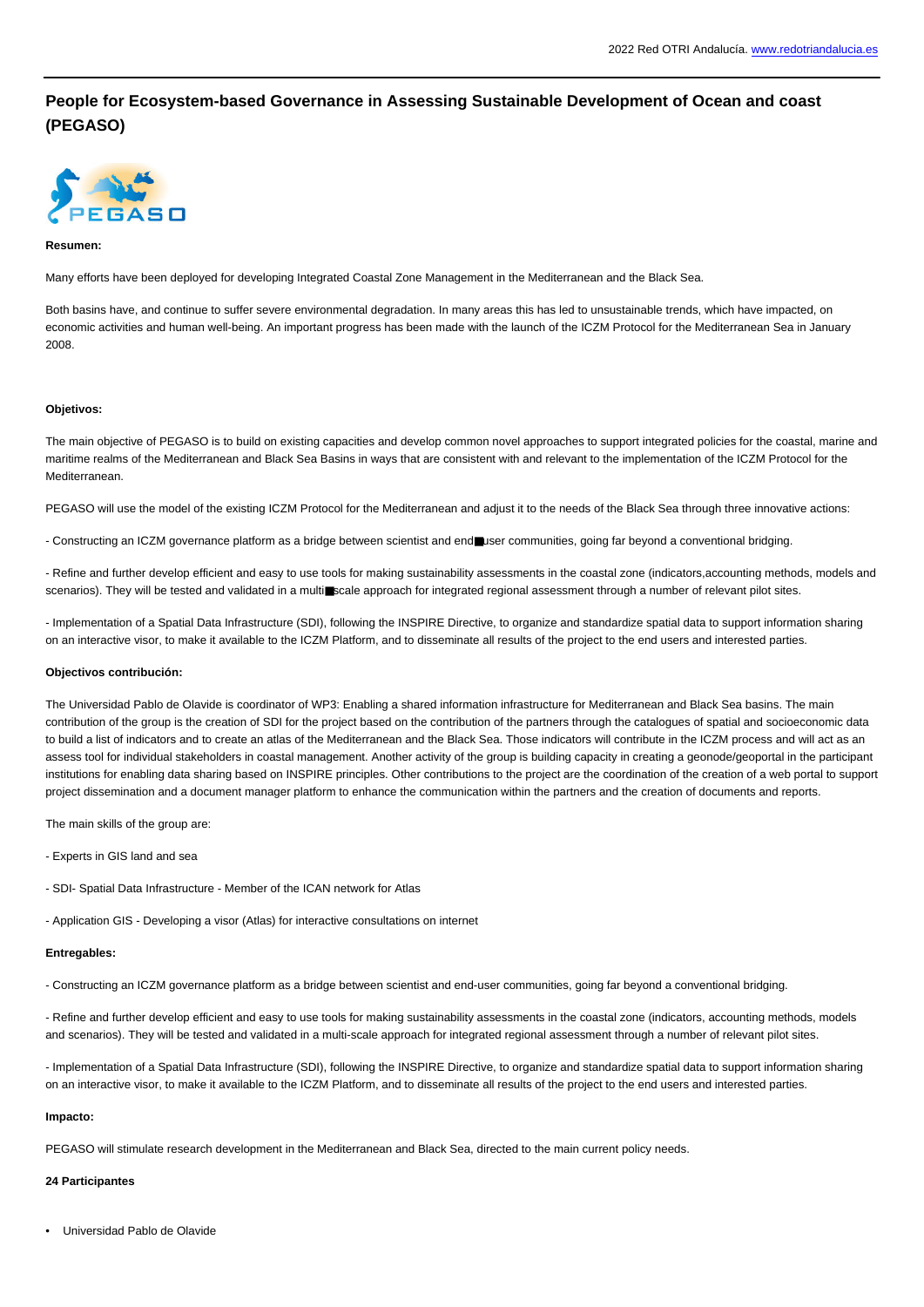# People for Ecosystem-based Governance in Assessing Sustainable Development of Ocean and coast (PEGASO)

**Resumen:**

Many efforts have been deployed for developing Integrated Coastal Zone Management in the Mediterranean and the Black Sea.

Both basins have, and continue to suffer severe environmental degradation. In many areas this has led to unsustainable trends, which have impacted, on economic activities and human well-being. An important progress has been made with the launch of the ICZM Protocol for the Mediterranean Sea in January 2008.

**Objetivos:**

The main objective of PEGASO is to build on existing capacities and develop common novel approaches to support integrated policies for the coastal, marine and maritime realms of the Mediterranean and Black Sea Basins in ways that are consistent with and relevant to the implementation of the ICZM Protocol for the Mediterranean.

PEGASO will use the model of the existing ICZM Protocol for the Mediterranean and adjust it to the needs of the Black Sea through three innovative actions:

- Constructing an ICZM governance platform as a bridge between scientist and end■user communities, going far beyond a conventional bridging.

- Refine and further develop efficient and easy to use tools for making sustainability assessments in the coastal zone (indicators,accounting methods, models and scenarios). They will be tested and validated in a multi■scale approach for integrated regional assessment through a number of relevant pilot sites.

- Implementation of a Spatial Data Infrastructure (SDI), following the INSPIRE Directive, to organize and standardize spatial data to support information sharing on an interactive visor, to make it available to the ICZM Platform, and to disseminate all results of the project to the end users and interested parties.

**Objectivos contribución:**

The Universidad Pablo de Olavide is coordinator of WP3: Enabling a shared information infrastructure for Mediterranean and Black Sea basins. The main contribution of the group is the creation of SDI for the project based on the contribution of the partners through the catalogues of spatial and socioeconomic data to build a list of indicators and to create an atlas of the Mediterranean and the Black Sea. Those indicators will contribute in the ICZM process and will act as an assess tool for individual stakeholders in coastal management. Another activity of the group is building capacity in creating a geonode/geoportal in the participant institutions for enabling data sharing based on INSPIRE principles. Other contributions to the project are the coordination of the creation of a web portal to support project dissemination and a document manager platform to enhance the communication within the partners and the creation of documents and reports.

The main skills of the group are:

- Experts in GIS land and sea

- SDI- Spatial Data Infrastructure - Member of the ICAN network for Atlas

- Application GIS - Developing a visor (Atlas) for interactive consultations on internet

**Entregables:**

- Constructing an ICZM governance platform as a bridge between scientist and end-user communities, going far beyond a conventional bridging.

- Refine and further develop efficient and easy to use tools for making sustainability assessments in the coastal zone (indicators, accounting methods, models and scenarios). They will be tested and validated in a multi-scale approach for integrated regional assessment through a number of relevant pilot sites.

- Implementation of a Spatial Data Infrastructure (SDI), following the INSPIRE Directive, to organize and standardize spatial data to support information sharing on an interactive visor, to make it available to the ICZM Platform, and to disseminate all results of the project to the end users and interested parties.

**Impacto:**

PEGASO will stimulate research development in the Mediterranean and Black Sea, directed to the main current policy needs.

**24 Participantes**

- Universidad Pablo de Olavide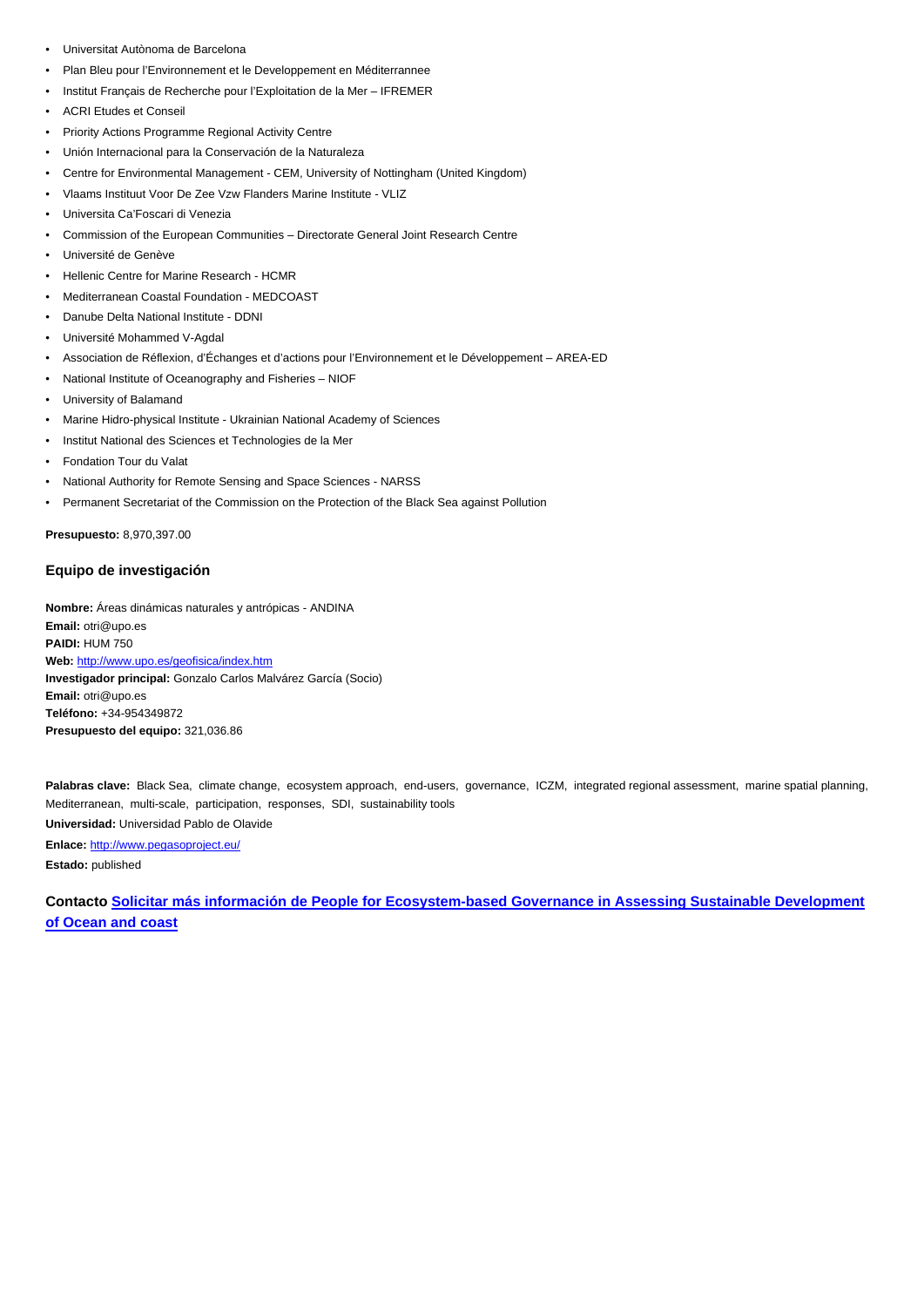- Universitat Autònoma de Barcelona
- Plan Bleu pour l'Environnement et le Developpement en Méditerrannee
- Institut Français de Recherche pour l'Exploitation de la Mer – IFREMER
- ACRI Etudes et Conseil
- Priority Actions Programme Regional Activity Centre
- Unión Internacional para la Conservación de la Naturaleza
- Centre for Environmental Management - CEM, University of Nottingham (United Kingdom)
- Vlaams Instituut Voor De Zee Vzw Flanders Marine Institute - VLIZ
- Universita Ca'Foscari di Venezia
- Commission of the European Communities – Directorate General Joint Research Centre
- Université de Genève
- Hellenic Centre for Marine Research - HCMR
- Mediterranean Coastal Foundation - MEDCOAST
- Danube Delta National Institute - DDNI
- Université Mohammed V-Agdal
- Association de Réflexion, d'Échanges et d'actions pour l'Environnement et le Développement – AREA-ED
- National Institute of Oceanography and Fisheries – NIOF
- University of Balamand
- Marine Hidro-physical Institute - Ukrainian National Academy of Sciences
- Institut National des Sciences et Technologies de la Mer
- Fondation Tour du Valat
- National Authority for Remote Sensing and Space Sciences - NARSS
- Permanent Secretariat of the Commission on the Protection of the Black Sea against Pollution

**Presupuesto:** 8,970,397.00

### Equipo de investigación

**Nombre:** Áreas dinámicas naturales y antrópicas - ANDINA
**Email:** otri@upo.es
**PAIDI:** HUM 750
**Web:** http://www.upo.es/geofisica/index.htm
**Investigador principal:** Gonzalo Carlos Malvárez García (Socio)
**Email:** otri@upo.es
**Teléfono:** +34-954349872
**Presupuesto del equipo:** 321,036.86

**Palabras clave:** Black Sea, climate change, ecosystem approach, end-users, governance, ICZM, integrated regional assessment, marine spatial planning, Mediterranean, multi-scale, participation, responses, SDI, sustainability tools
**Universidad:** Universidad Pablo de Olavide
**Enlace:** http://www.pegasoproject.eu/
**Estado:** published

**Contacto Solicitar más información de People for Ecosystem-based Governance in Assessing Sustainable Development of Ocean and coast**